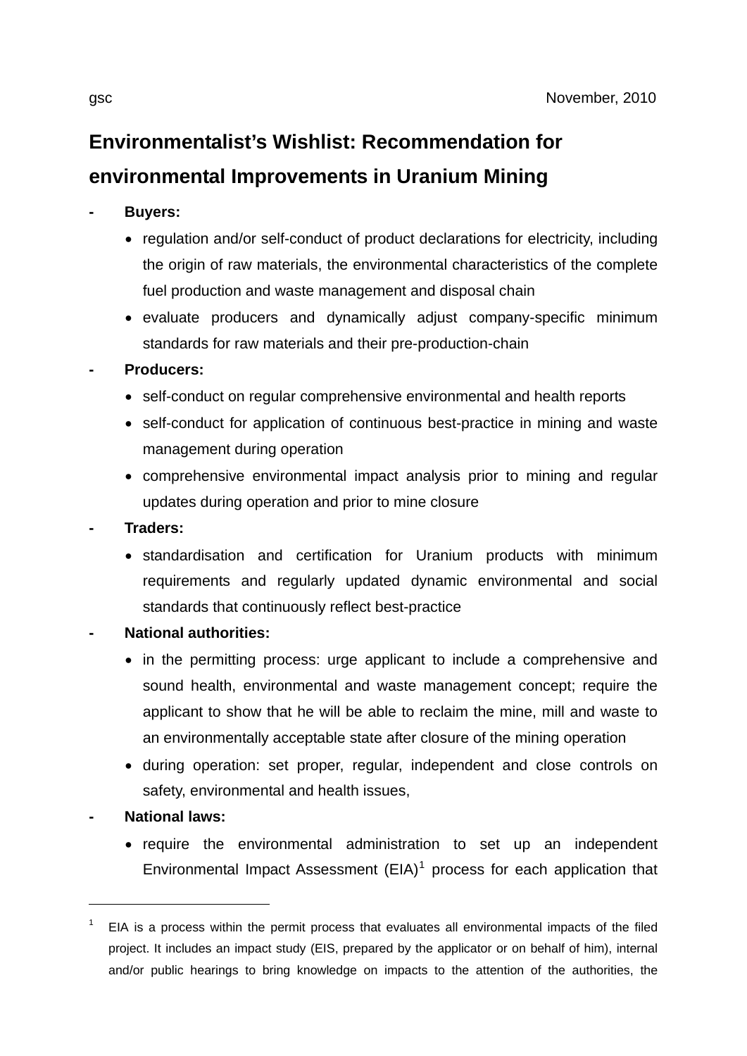gsc November, 2010

# Environmentalist's Wishlist: Recommendation for environmental Improvements in Uranium Mining

- **Buyers:**
  - regulation and/or self-conduct of product declarations for electricity, including the origin of raw materials, the environmental characteristics of the complete fuel production and waste management and disposal chain
  - evaluate producers and dynamically adjust company-specific minimum standards for raw materials and their pre-production-chain
- **Producers:**
  - self-conduct on regular comprehensive environmental and health reports
  - self-conduct for application of continuous best-practice in mining and waste management during operation
  - comprehensive environmental impact analysis prior to mining and regular updates during operation and prior to mine closure
- **Traders:**
  - standardisation and certification for Uranium products with minimum requirements and regularly updated dynamic environmental and social standards that continuously reflect best-practice
- **National authorities:**
  - in the permitting process: urge applicant to include a comprehensive and sound health, environmental and waste management concept; require the applicant to show that he will be able to reclaim the mine, mill and waste to an environmentally acceptable state after closure of the mining operation
  - during operation: set proper, regular, independent and close controls on safety, environmental and health issues,
- **National laws:**
  - require the environmental administration to set up an independent Environmental Impact Assessment (EIA)[1] process for each application that

---

[1] EIA is a process within the permit process that evaluates all environmental impacts of the filed project. It includes an impact study (EIS, prepared by the applicator or on behalf of him), internal and/or public hearings to bring knowledge on impacts to the attention of the authorities, the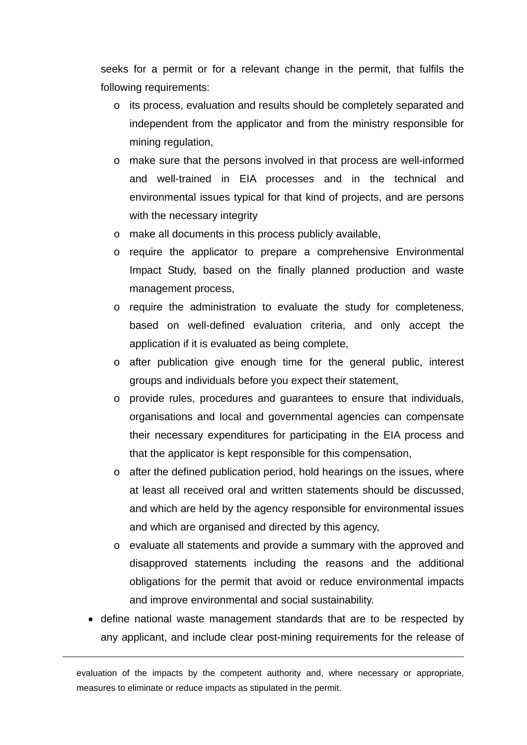seeks for a permit or for a relevant change in the permit, that fulfils the following requirements:

- its process, evaluation and results should be completely separated and independent from the applicator and from the ministry responsible for mining regulation,
- make sure that the persons involved in that process are well-informed and well-trained in EIA processes and in the technical and environmental issues typical for that kind of projects, and are persons with the necessary integrity
- make all documents in this process publicly available,
- require the applicator to prepare a comprehensive Environmental Impact Study, based on the finally planned production and waste management process,
- require the administration to evaluate the study for completeness, based on well-defined evaluation criteria, and only accept the application if it is evaluated as being complete,
- after publication give enough time for the general public, interest groups and individuals before you expect their statement,
- provide rules, procedures and guarantees to ensure that individuals, organisations and local and governmental agencies can compensate their necessary expenditures for participating in the EIA process and that the applicator is kept responsible for this compensation,
- after the defined publication period, hold hearings on the issues, where at least all received oral and written statements should be discussed, and which are held by the agency responsible for environmental issues and which are organised and directed by this agency,
- evaluate all statements and provide a summary with the approved and disapproved statements including the reasons and the additional obligations for the permit that avoid or reduce environmental impacts and improve environmental and social sustainability.

- define national waste management standards that are to be respected by any applicant, and include clear post-mining requirements for the release of

---

evaluation of the impacts by the competent authority and, where necessary or appropriate, measures to eliminate or reduce impacts as stipulated in the permit.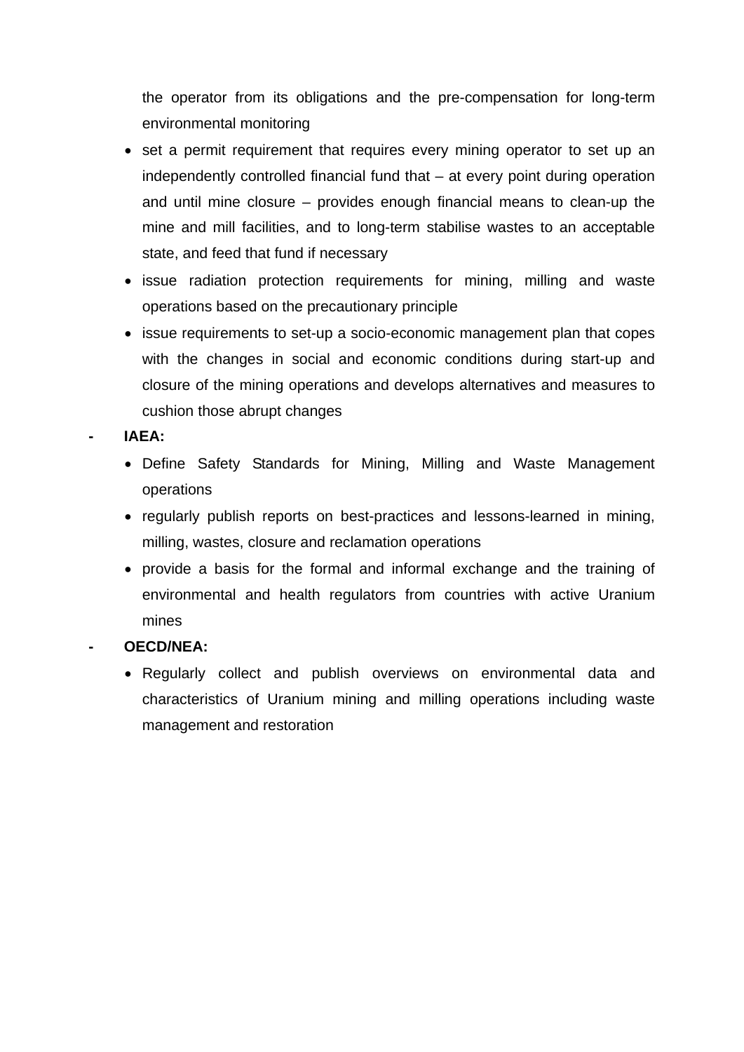the operator from its obligations and the pre-compensation for long-term environmental monitoring

- set a permit requirement that requires every mining operator to set up an independently controlled financial fund that – at every point during operation and until mine closure – provides enough financial means to clean-up the mine and mill facilities, and to long-term stabilise wastes to an acceptable state, and feed that fund if necessary
- issue radiation protection requirements for mining, milling and waste operations based on the precautionary principle
- issue requirements to set-up a socio-economic management plan that copes with the changes in social and economic conditions during start-up and closure of the mining operations and develops alternatives and measures to cushion those abrupt changes

- **IAEA:**
    - Define Safety Standards for Mining, Milling and Waste Management operations
    - regularly publish reports on best-practices and lessons-learned in mining, milling, wastes, closure and reclamation operations
    - provide a basis for the formal and informal exchange and the training of environmental and health regulators from countries with active Uranium mines
- **OECD/NEA:**
    - Regularly collect and publish overviews on environmental data and characteristics of Uranium mining and milling operations including waste management and restoration